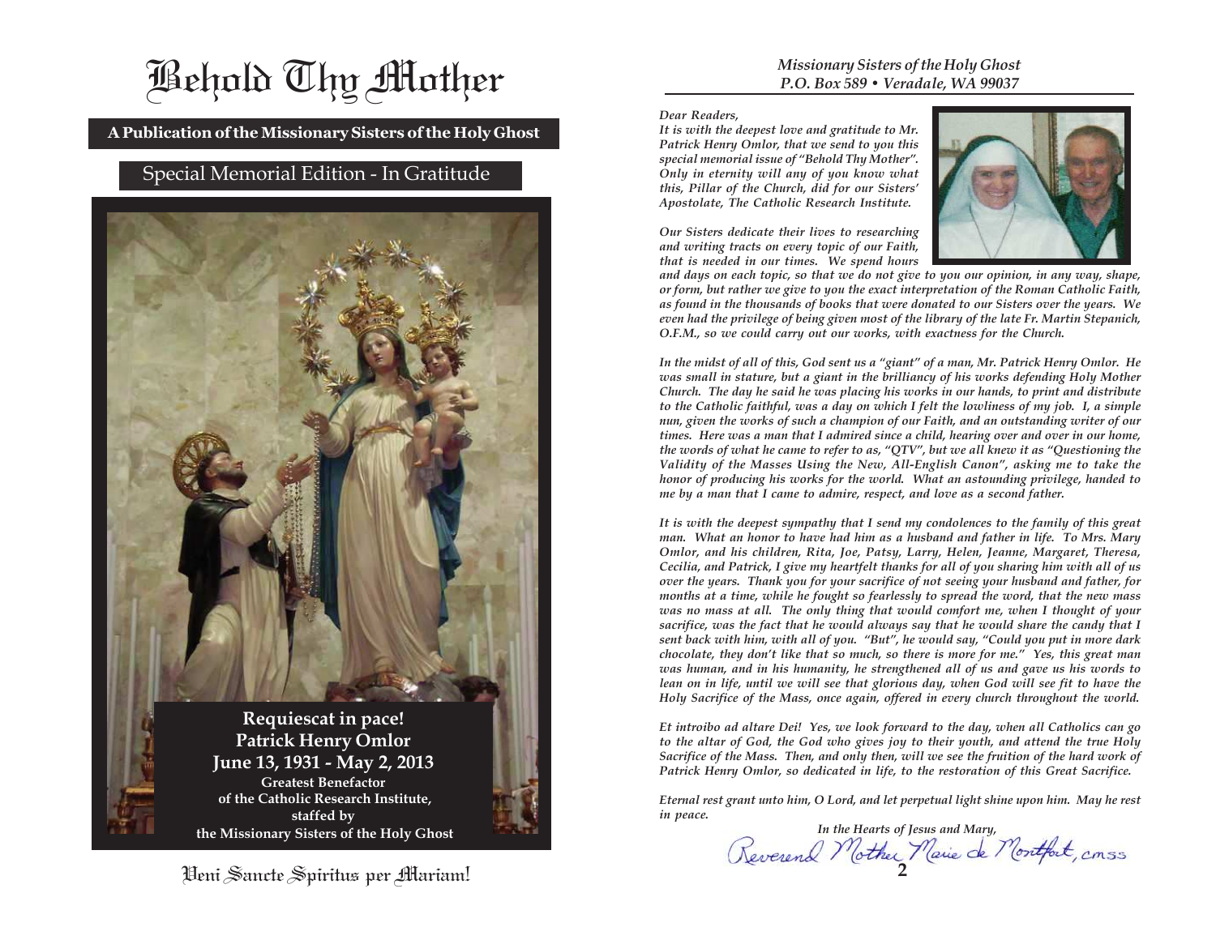# Behold Thy Mother

**A Publication of the Missionary Sisters of the Holy Ghost**

Special Memorial Edition - In Gratitude

**Requiescat in pace!**
**Patrick Henry Omlor**
**June 13, 1931 - May 2, 2013**
**Greatest Benefactor of the Catholic Research Institute, staffed by the Missionary Sisters of the Holy Ghost**

Veni Sancte Spiritus per Mariam!

*Missionary Sisters of the Holy Ghost*
*P.O. Box 589 • Veradale, WA 99037*

*Dear Readers,*

*It is with the deepest love and gratitude to Mr. Patrick Henry Omlor, that we send to you this special memorial issue of "Behold Thy Mother". Only in eternity will any of you know what this, Pillar of the Church, did for our Sisters' Apostolate, The Catholic Research Institute.*

*Our Sisters dedicate their lives to researching and writing tracts on every topic of our Faith, that is needed in our times. We spend hours and days on each topic, so that we do not give to you our opinion, in any way, shape, or form, but rather we give to you the exact interpretation of the Roman Catholic Faith, as found in the thousands of books that were donated to our Sisters over the years. We even had the privilege of being given most of the library of the late Fr. Martin Stepanich, O.F.M., so we could carry out our works, with exactness for the Church.*

*In the midst of all of this, God sent us a "giant" of a man, Mr. Patrick Henry Omlor. He was small in stature, but a giant in the brilliancy of his works defending Holy Mother Church. The day he said he was placing his works in our hands, to print and distribute to the Catholic faithful, was a day on which I felt the lowliness of my job. I, a simple nun, given the works of such a champion of our Faith, and an outstanding writer of our times. Here was a man that I admired since a child, hearing over and over in our home, the words of what he came to refer to as, "QTV", but we all knew it as "Questioning the Validity of the Masses Using the New, All-English Canon", asking me to take the honor of producing his works for the world. What an astounding privilege, handed to me by a man that I came to admire, respect, and love as a second father.*

*It is with the deepest sympathy that I send my condolences to the family of this great man. What an honor to have had him as a husband and father in life. To Mrs. Mary Omlor, and his children, Rita, Joe, Patsy, Larry, Helen, Jeanne, Margaret, Theresa, Cecilia, and Patrick, I give my heartfelt thanks for all of you sharing him with all of us over the years. Thank you for your sacrifice of not seeing your husband and father, for months at a time, while he fought so fearlessly to spread the word, that the new mass was no mass at all. The only thing that would comfort me, when I thought of your sacrifice, was the fact that he would always say that he would share the candy that I sent back with him, with all of you. "But", he would say, "Could you put in more dark chocolate, they don't like that so much, so there is more for me." Yes, this great man was human, and in his humanity, he strengthened all of us and gave us his words to lean on in life, until we will see that glorious day, when God will see fit to have the Holy Sacrifice of the Mass, once again, offered in every church throughout the world.*

*Et introibo ad altare Dei! Yes, we look forward to the day, when all Catholics can go to the altar of God, the God who gives joy to their youth, and attend the true Holy Sacrifice of the Mass. Then, and only then, will we see the fruition of the hard work of Patrick Henry Omlor, so dedicated in life, to the restoration of this Great Sacrifice.*

*Eternal rest grant unto him, O Lord, and let perpetual light shine upon him. May he rest in peace.*

*In the Hearts of Jesus and Mary,*

Reverend Mother Marie de Montfort, cmss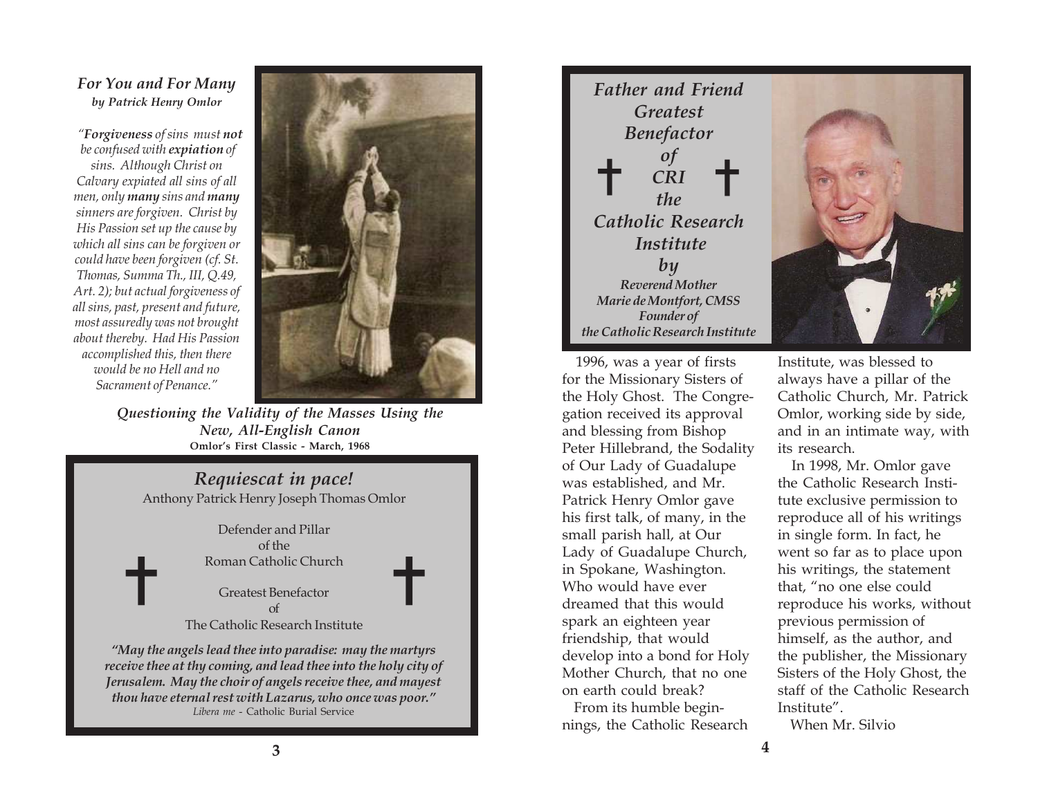### *For You and For Many*
***by Patrick Henry Omlor***

*"**Forgiveness** of sins must **not** be confused with **expiation** of sins. Although Christ on Calvary expiated all sins of all men, only **many** sins and **many** sinners are forgiven. Christ by His Passion set up the cause by which all sins can be forgiven or could have been forgiven (cf. St. Thomas, Summa Th., III, Q.49, Art. 2); but actual forgiveness of all sins, past, present and future, most assuredly was not brought about thereby. Had His Passion accomplished this, then there would be no Hell and no Sacrament of Penance."*

***Questioning the Validity of the Masses Using the New, All-English Canon***
**Omlor's First Classic - March, 1968**

## *Requiescat in pace!*

Anthony Patrick Henry Joseph Thomas Omlor

Defender and Pillar
of the
Roman Catholic Church

Greatest Benefactor
of
The Catholic Research Institute

***"May the angels lead thee into paradise: may the martyrs receive thee at thy coming, and lead thee into the holy city of Jerusalem. May the choir of angels receive thee, and mayest thou have eternal rest with Lazarus, who once was poor."***
*Libera me* - Catholic Burial Service

## *Father and Friend Greatest Benefactor of CRI the Catholic Research Institute*

*by*
***Reverend Mother Marie de Montfort, CMSS***
***Founder of the Catholic Research Institute***

1996, was a year of firsts for the Missionary Sisters of the Holy Ghost. The Congregation received its approval and blessing from Bishop Peter Hillebrand, the Sodality of Our Lady of Guadalupe was established, and Mr. Patrick Henry Omlor gave his first talk, of many, in the small parish hall, at Our Lady of Guadalupe Church, in Spokane, Washington. Who would have ever dreamed that this would spark an eighteen year friendship, that would develop into a bond for Holy Mother Church, that no one on earth could break?

From its humble beginnings, the Catholic Research Institute, was blessed to always have a pillar of the Catholic Church, Mr. Patrick Omlor, working side by side, and in an intimate way, with its research.

In 1998, Mr. Omlor gave the Catholic Research Institute exclusive permission to reproduce all of his writings in single form. In fact, he went so far as to place upon his writings, the statement that, "no one else could reproduce his works, without previous permission of himself, as the author, and the publisher, the Missionary Sisters of the Holy Ghost, the staff of the Catholic Research Institute".

When Mr. Silvio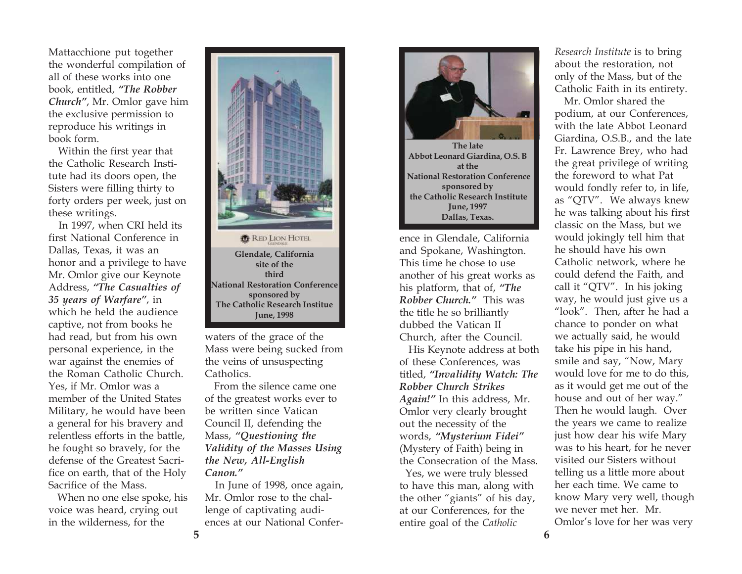Mattacchione put together the wonderful compilation of all of these works into one book, entitled, ***"The Robber Church"***, Mr. Omlor gave him the exclusive permission to reproduce his writings in book form.

Within the first year that the Catholic Research Institute had its doors open, the Sisters were filling thirty to forty orders per week, just on these writings.

In 1997, when CRI held its first National Conference in Dallas, Texas, it was an honor and a privilege to have Mr. Omlor give our Keynote Address, ***"The Casualties of 35 years of Warfare"***, in which he held the audience captive, not from books he had read, but from his own personal experience, in the war against the enemies of the Roman Catholic Church. Yes, if Mr. Omlor was a member of the United States Military, he would have been a general for his bravery and relentless efforts in the battle, he fought so bravely, for the defense of the Greatest Sacrifice on earth, that of the Holy Sacrifice of the Mass.

When no one else spoke, his voice was heard, crying out in the wilderness, for the waters of the grace of the Mass were being sucked from the veins of unsuspecting Catholics.

RED LION HOTEL GLENDALE

**Glendale, California site of the third National Restoration Conference sponsored by The Catholic Research Institue June, 1998**

From the silence came one of the greatest works ever to be written since Vatican Council II, defending the Mass, ***"Questioning the Validity of the Masses Using the New, All-English Canon."***

In June of 1998, once again, Mr. Omlor rose to the challenge of captivating audiences at our National Conference in Glendale, California and Spokane, Washington. This time he chose to use another of his great works as his platform, that of, ***"The Robber Church."*** This was the title he so brilliantly dubbed the Vatican II Church, after the Council.

**The late Abbot Leonard Giardina, O.S. B at the National Restoration Conference sponsored by the Catholic Research Institute June, 1997 Dallas, Texas.**

His Keynote address at both of these Conferences, was titled, ***"Invalidity Watch: The Robber Church Strikes Again!"*** In this address, Mr. Omlor very clearly brought out the necessity of the words, ***"Mysterium Fidei"*** (Mystery of Faith) being in the Consecration of the Mass.

Yes, we were truly blessed to have this man, along with the other "giants" of his day, at our Conferences, for the entire goal of the *Catholic Research Institute* is to bring about the restoration, not only of the Mass, but of the Catholic Faith in its entirety.

Mr. Omlor shared the podium, at our Conferences, with the late Abbot Leonard Giardina, O.S.B., and the late Fr. Lawrence Brey, who had the great privilege of writing the foreword to what Pat would fondly refer to, in life, as "QTV". We always knew he was talking about his first classic on the Mass, but we would jokingly tell him that he should have his own Catholic network, where he could defend the Faith, and call it "QTV". In his joking way, he would just give us a "look". Then, after he had a chance to ponder on what we actually said, he would take his pipe in his hand, smile and say, "Now, Mary would love for me to do this, as it would get me out of the house and out of her way." Then he would laugh. Over the years we came to realize just how dear his wife Mary was to his heart, for he never visited our Sisters without telling us a little more about her each time. We came to know Mary very well, though we never met her. Mr. Omlor's love for her was very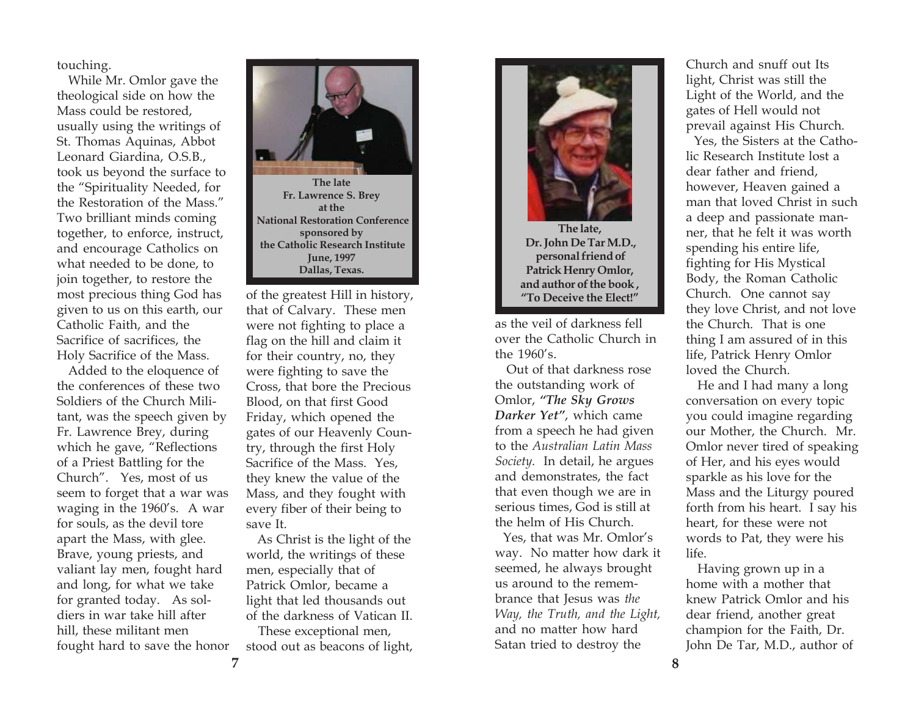touching.

While Mr. Omlor gave the theological side on how the Mass could be restored, usually using the writings of St. Thomas Aquinas, Abbot Leonard Giardina, O.S.B., took us beyond the surface to the "Spirituality Needed, for the Restoration of the Mass." Two brilliant minds coming together, to enforce, instruct, and encourage Catholics on what needed to be done, to join together, to restore the most precious thing God has given to us on this earth, our Catholic Faith, and the Sacrifice of sacrifices, the Holy Sacrifice of the Mass.

Added to the eloquence of the conferences of these two Soldiers of the Church Militant, was the speech given by Fr. Lawrence Brey, during which he gave, "Reflections of a Priest Battling for the Church". Yes, most of us seem to forget that a war was waging in the 1960's. A war for souls, as the devil tore apart the Mass, with glee. Brave, young priests, and valiant lay men, fought hard and long, for what we take for granted today. As soldiers in war take hill after hill, these militant men fought hard to save the honor of the greatest Hill in history, that of Calvary. These men were not fighting to place a flag on the hill and claim it for their country, no, they were fighting to save the Cross, that bore the Precious Blood, on that first Good Friday, which opened the gates of our Heavenly Country, through the first Holy Sacrifice of the Mass. Yes, they knew the value of the Mass, and they fought with every fiber of their being to save It.

**The late Fr. Lawrence S. Brey at the National Restoration Conference sponsored by the Catholic Research Institute June, 1997 Dallas, Texas.**

As Christ is the light of the world, the writings of these men, especially that of Patrick Omlor, became a light that led thousands out of the darkness of Vatican II.

These exceptional men, stood out as beacons of light, as the veil of darkness fell over the Catholic Church in the 1960's.

**The late, Dr. John De Tar M.D., personal friend of Patrick Henry Omlor, and author of the book, "To Deceive the Elect!"**

Out of that darkness rose the outstanding work of Omlor, ***"The Sky Grows Darker Yet"***, which came from a speech he had given to the *Australian Latin Mass Society.* In detail, he argues and demonstrates, the fact that even though we are in serious times, God is still at the helm of His Church.

Yes, that was Mr. Omlor's way. No matter how dark it seemed, he always brought us around to the remembrance that Jesus was *the Way, the Truth, and the Light,* and no matter how hard Satan tried to destroy the Church and snuff out Its light, Christ was still the Light of the World, and the gates of Hell would not prevail against His Church.

Yes, the Sisters at the Catholic Research Institute lost a dear father and friend, however, Heaven gained a man that loved Christ in such a deep and passionate manner, that he felt it was worth spending his entire life, fighting for His Mystical Body, the Roman Catholic Church. One cannot say they love Christ, and not love the Church. That is one thing I am assured of in this life, Patrick Henry Omlor loved the Church.

He and I had many a long conversation on every topic you could imagine regarding our Mother, the Church. Mr. Omlor never tired of speaking of Her, and his eyes would sparkle as his love for the Mass and the Liturgy poured forth from his heart. I say his heart, for these were not words to Pat, they were his life.

Having grown up in a home with a mother that knew Patrick Omlor and his dear friend, another great champion for the Faith, Dr. John De Tar, M.D., author of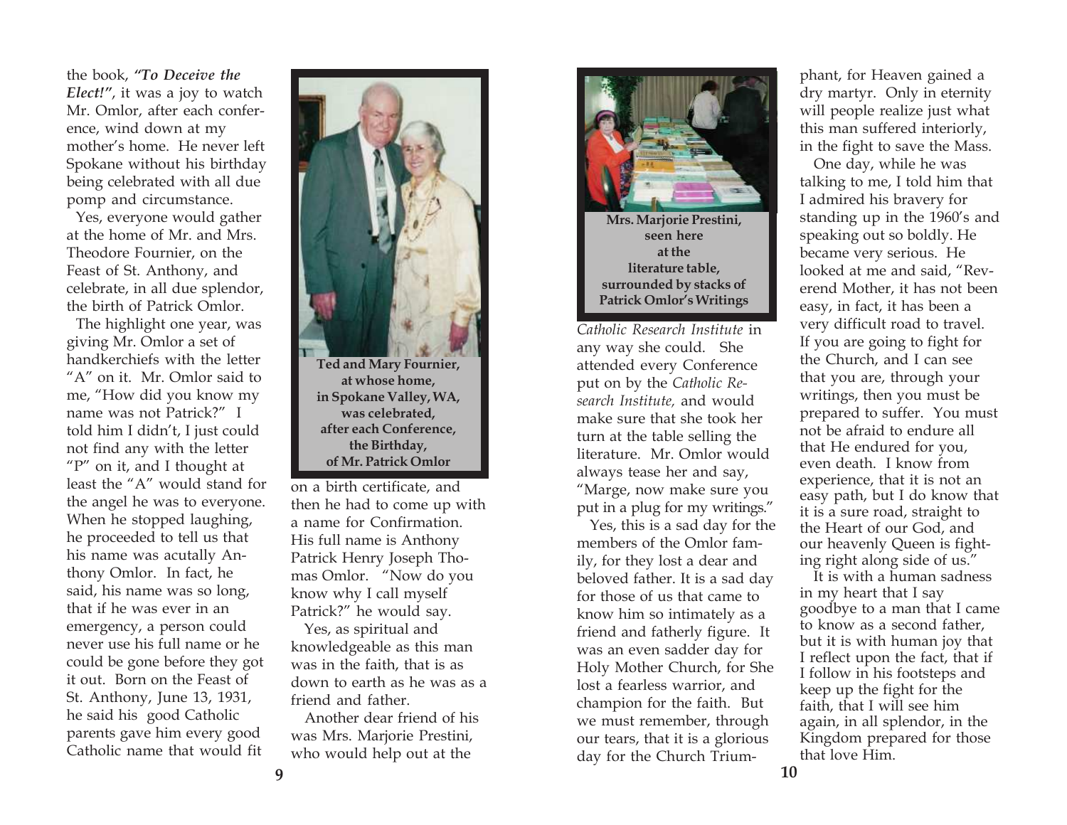the book, ***"To Deceive the Elect!"***, it was a joy to watch Mr. Omlor, after each conference, wind down at my mother's home. He never left Spokane without his birthday being celebrated with all due pomp and circumstance.

Yes, everyone would gather at the home of Mr. and Mrs. Theodore Fournier, on the Feast of St. Anthony, and celebrate, in all due splendor, the birth of Patrick Omlor.

The highlight one year, was giving Mr. Omlor a set of handkerchiefs with the letter "A" on it. Mr. Omlor said to me, "How did you know my name was not Patrick?" I told him I didn't, I just could not find any with the letter "P" on it, and I thought at least the "A" would stand for the angel he was to everyone. When he stopped laughing, he proceeded to tell us that his name was acutally Anthony Omlor. In fact, he said, his name was so long, that if he was ever in an emergency, a person could never use his full name or he could be gone before they got it out. Born on the Feast of St. Anthony, June 13, 1931, he said his good Catholic parents gave him every good Catholic name that would fit on a birth certificate, and then he had to come up with a name for Confirmation. His full name is Anthony Patrick Henry Joseph Thomas Omlor. "Now do you know why I call myself Patrick?" he would say.

**Ted and Mary Fournier, at whose home, in Spokane Valley, WA, was celebrated, after each Conference, the Birthday, of Mr. Patrick Omlor**

Yes, as spiritual and knowledgeable as this man was in the faith, that is as down to earth as he was as a friend and father.

Another dear friend of his was Mrs. Marjorie Prestini, who would help out at the *Catholic Research Institute* in any way she could. She attended every Conference put on by the *Catholic Research Institute,* and would make sure that she took her turn at the table selling the literature. Mr. Omlor would always tease her and say, "Marge, now make sure you put in a plug for my writings."

**Mrs. Marjorie Prestini, seen here at the literature table, surrounded by stacks of Patrick Omlor's Writings**

Yes, this is a sad day for the members of the Omlor family, for they lost a dear and beloved father. It is a sad day for those of us that came to know him so intimately as a friend and fatherly figure. It was an even sadder day for Holy Mother Church, for She lost a fearless warrior, and champion for the faith. But we must remember, through our tears, that it is a glorious day for the Church Triumphant, for Heaven gained a dry martyr. Only in eternity will people realize just what this man suffered interiorly, in the fight to save the Mass.

One day, while he was talking to me, I told him that I admired his bravery for standing up in the 1960's and speaking out so boldly. He became very serious. He looked at me and said, "Reverend Mother, it has not been easy, in fact, it has been a very difficult road to travel. If you are going to fight for the Church, and I can see that you are, through your writings, then you must be prepared to suffer. You must not be afraid to endure all that He endured for you, even death. I know from experience, that it is not an easy path, but I do know that it is a sure road, straight to the Heart of our God, and our heavenly Queen is fighting right along side of us."

It is with a human sadness in my heart that I say goodbye to a man that I came to know as a second father, but it is with human joy that I reflect upon the fact, that if I follow in his footsteps and keep up the fight for the faith, that I will see him again, in all splendor, in the Kingdom prepared for those that love Him.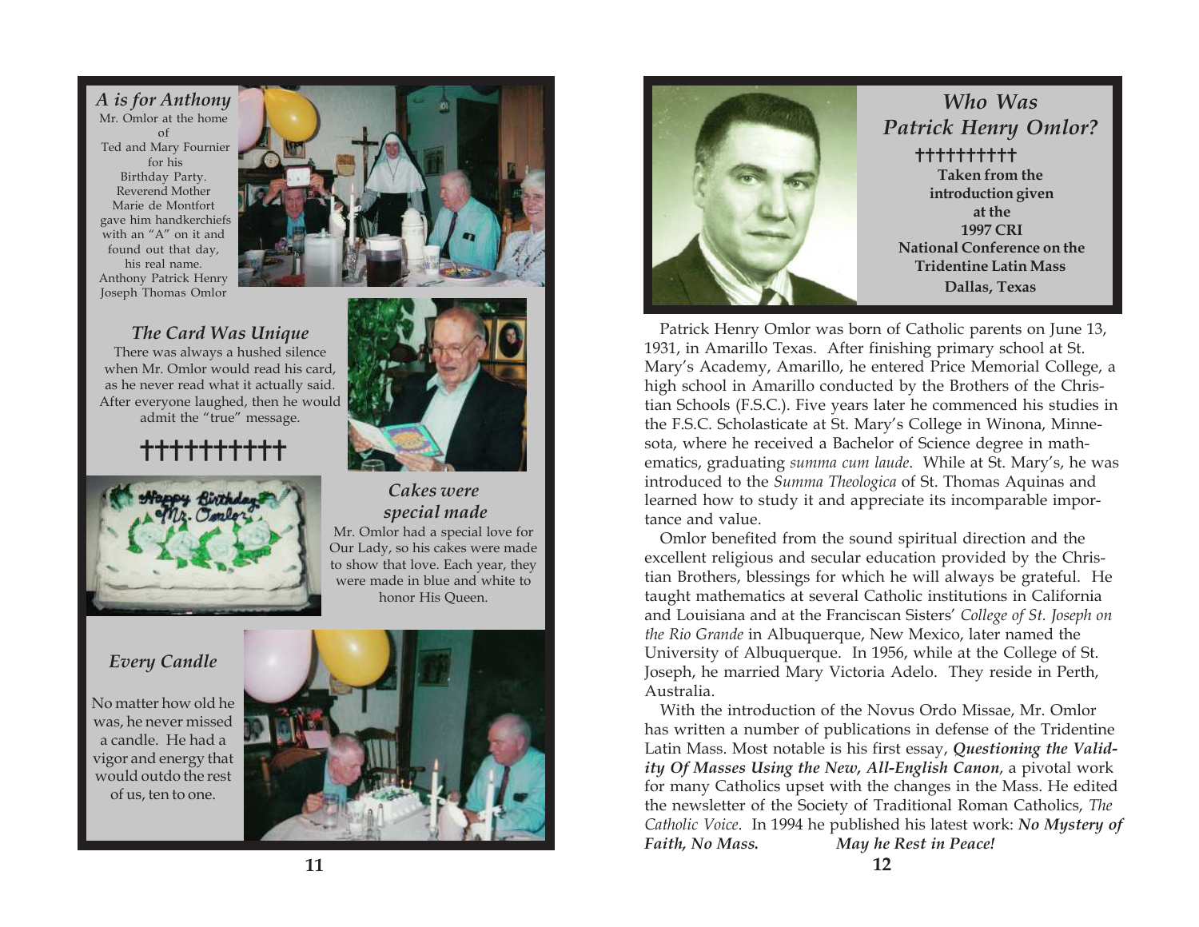### *A is for Anthony*

Mr. Omlor at the home of Ted and Mary Fournier for his Birthday Party. Reverend Mother Marie de Montfort gave him handkerchiefs with an "A" on it and found out that day, his real name. Anthony Patrick Henry Joseph Thomas Omlor

### *The Card Was Unique*

There was always a hushed silence when Mr. Omlor would read his card, as he never read what it actually said. After everyone laughed, then he would admit the "true" message.

††††††††††

### *Cakes were special made*

Mr. Omlor had a special love for Our Lady, so his cakes were made to show that love. Each year, they were made in blue and white to honor His Queen.

### *Every Candle*

No matter how old he was, he never missed a candle. He had a vigor and energy that would outdo the rest of us, ten to one.

## *Who Was Patrick Henry Omlor?*

††††††††††

**Taken from the introduction given at the 1997 CRI National Conference on the Tridentine Latin Mass Dallas, Texas**

Patrick Henry Omlor was born of Catholic parents on June 13, 1931, in Amarillo Texas. After finishing primary school at St. Mary's Academy, Amarillo, he entered Price Memorial College, a high school in Amarillo conducted by the Brothers of the Christian Schools (F.S.C.). Five years later he commenced his studies in the F.S.C. Scholasticate at St. Mary's College in Winona, Minnesota, where he received a Bachelor of Science degree in mathematics, graduating *summa cum laude*. While at St. Mary's, he was introduced to the *Summa Theologica* of St. Thomas Aquinas and learned how to study it and appreciate its incomparable importance and value.

Omlor benefited from the sound spiritual direction and the excellent religious and secular education provided by the Christian Brothers, blessings for which he will always be grateful. He taught mathematics at several Catholic institutions in California and Louisiana and at the Franciscan Sisters' *College of St. Joseph on the Rio Grande* in Albuquerque, New Mexico, later named the University of Albuquerque. In 1956, while at the College of St. Joseph, he married Mary Victoria Adelo. They reside in Perth, Australia.

With the introduction of the Novus Ordo Missae, Mr. Omlor has written a number of publications in defense of the Tridentine Latin Mass. Most notable is his first essay, ***Questioning the Validity Of Masses Using the New, All-English Canon***, a pivotal work for many Catholics upset with the changes in the Mass. He edited the newsletter of the Society of Traditional Roman Catholics, *The Catholic Voice*. In 1994 he published his latest work: ***No Mystery of Faith, No Mass.***

***May he Rest in Peace!***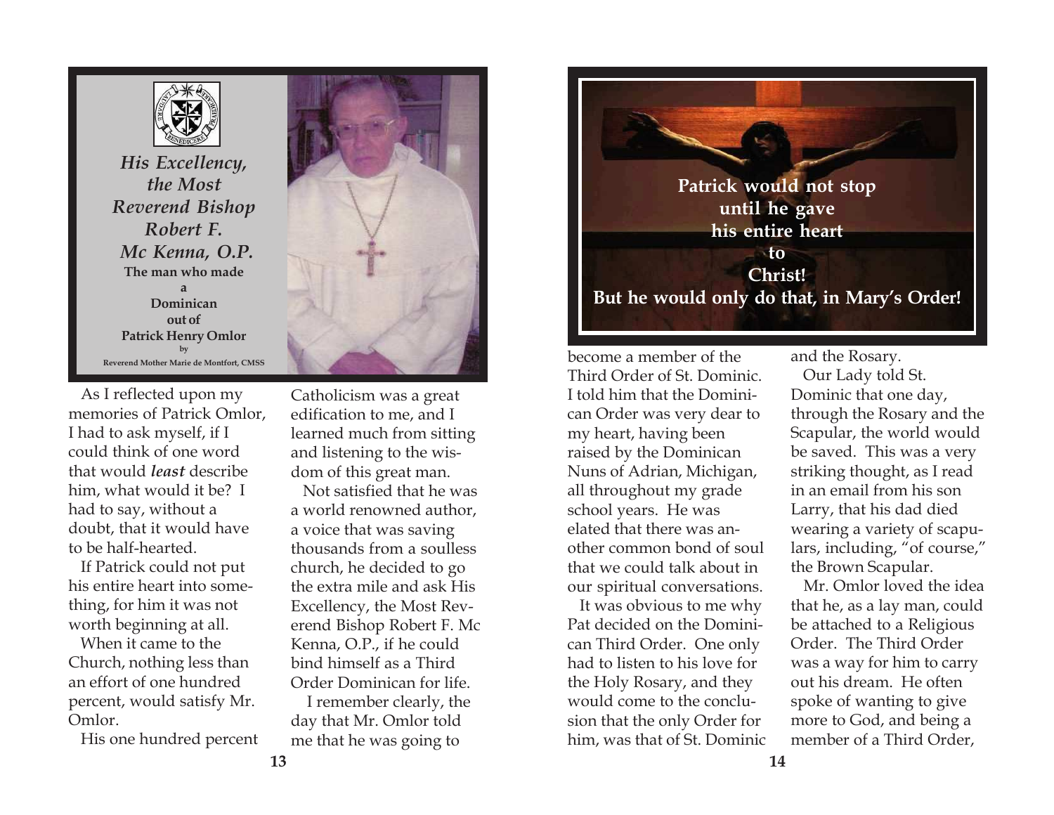*His Excellency, the Most Reverend Bishop Robert F. Mc Kenna, O.P.*

**The man who made a Dominican out of Patrick Henry Omlor**

**by Reverend Mother Marie de Montfort, CMSS**

As I reflected upon my memories of Patrick Omlor, I had to ask myself, if I could think of one word that would ***least*** describe him, what would it be? I had to say, without a doubt, that it would have to be half-hearted.

If Patrick could not put his entire heart into something, for him it was not worth beginning at all.

When it came to the Church, nothing less than an effort of one hundred percent, would satisfy Mr. Omlor.

His one hundred percent Catholicism was a great edification to me, and I learned much from sitting and listening to the wisdom of this great man.

Not satisfied that he was a world renowned author, a voice that was saving thousands from a soulless church, he decided to go the extra mile and ask His Excellency, the Most Reverend Bishop Robert F. Mc Kenna, O.P., if he could bind himself as a Third Order Dominican for life.

I remember clearly, the day that Mr. Omlor told me that he was going to become a member of the Third Order of St. Dominic. I told him that the Dominican Order was very dear to my heart, having been raised by the Dominican Nuns of Adrian, Michigan, all throughout my grade school years. He was elated that there was another common bond of soul that we could talk about in our spiritual conversations.

**Patrick would not stop until he gave his entire heart to Christ! But he would only do that, in Mary's Order!**

It was obvious to me why Pat decided on the Dominican Third Order. One only had to listen to his love for the Holy Rosary, and they would come to the conclusion that the only Order for him, was that of St. Dominic and the Rosary.

Our Lady told St. Dominic that one day, through the Rosary and the Scapular, the world would be saved. This was a very striking thought, as I read in an email from his son Larry, that his dad died wearing a variety of scapulars, including, "of course," the Brown Scapular.

Mr. Omlor loved the idea that he, as a lay man, could be attached to a Religious Order. The Third Order was a way for him to carry out his dream. He often spoke of wanting to give more to God, and being a member of a Third Order,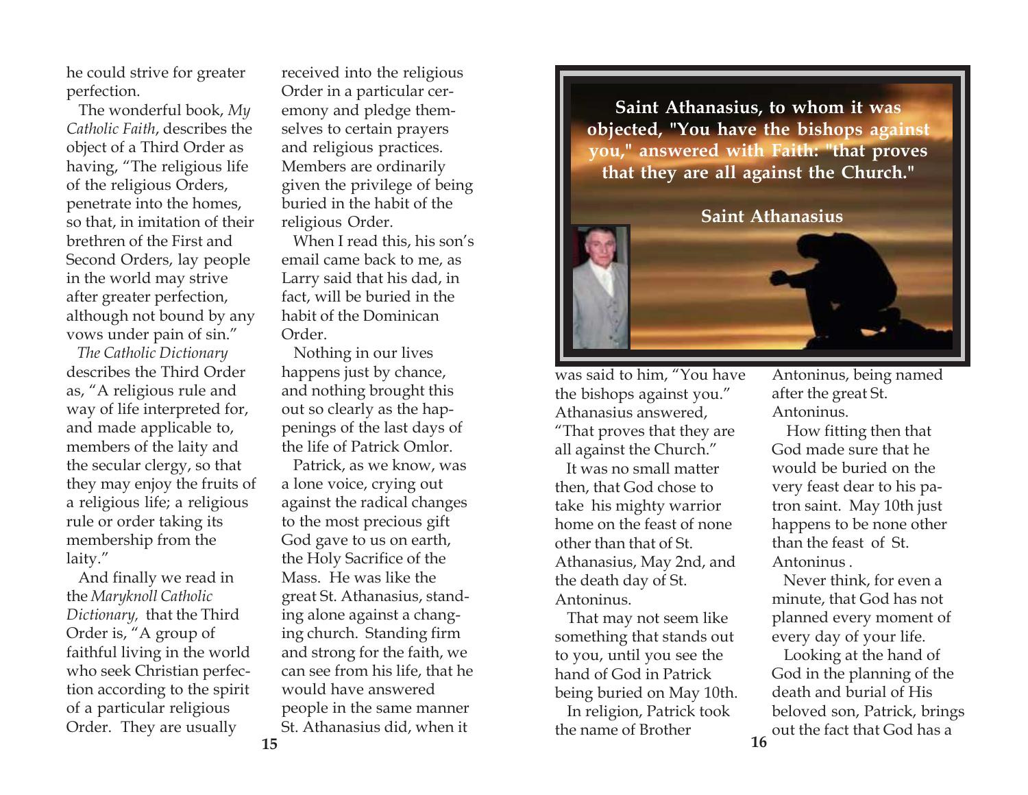he could strive for greater perfection.

The wonderful book, *My Catholic Faith*, describes the object of a Third Order as having, "The religious life of the religious Orders, penetrate into the homes, so that, in imitation of their brethren of the First and Second Orders, lay people in the world may strive after greater perfection, although not bound by any vows under pain of sin."

*The Catholic Dictionary* describes the Third Order as, "A religious rule and way of life interpreted for, and made applicable to, members of the laity and the secular clergy, so that they may enjoy the fruits of a religious life; a religious rule or order taking its membership from the laity."

And finally we read in the *Maryknoll Catholic Dictionary,* that the Third Order is, "A group of faithful living in the world who seek Christian perfection according to the spirit of a particular religious Order. They are usually received into the religious Order in a particular ceremony and pledge themselves to certain prayers and religious practices. Members are ordinarily given the privilege of being buried in the habit of the religious Order.

When I read this, his son's email came back to me, as Larry said that his dad, in fact, will be buried in the habit of the Dominican Order.

Nothing in our lives happens just by chance, and nothing brought this out so clearly as the happenings of the last days of the life of Patrick Omlor.

Patrick, as we know, was a lone voice, crying out against the radical changes to the most precious gift God gave to us on earth, the Holy Sacrifice of the Mass. He was like the great St. Athanasius, standing alone against a changing church. Standing firm and strong for the faith, we can see from his life, that he would have answered people in the same manner St. Athanasius did, when it

**Saint Athanasius, to whom it was objected, "You have the bishops against you," answered with Faith: "that proves that they are all against the Church."**

**Saint Athanasius**

was said to him, "You have the bishops against you." Athanasius answered, "That proves that they are all against the Church."

It was no small matter then, that God chose to take his mighty warrior home on the feast of none other than that of St. Athanasius, May 2nd, and the death day of St. Antoninus.

That may not seem like something that stands out to you, until you see the hand of God in Patrick being buried on May 10th.

In religion, Patrick took the name of Brother Antoninus, being named after the great St. Antoninus.

How fitting then that God made sure that he would be buried on the very feast dear to his patron saint. May 10th just happens to be none other than the feast of St. Antoninus .

Never think, for even a minute, that God has not planned every moment of every day of your life.

Looking at the hand of God in the planning of the death and burial of His beloved son, Patrick, brings out the fact that God has a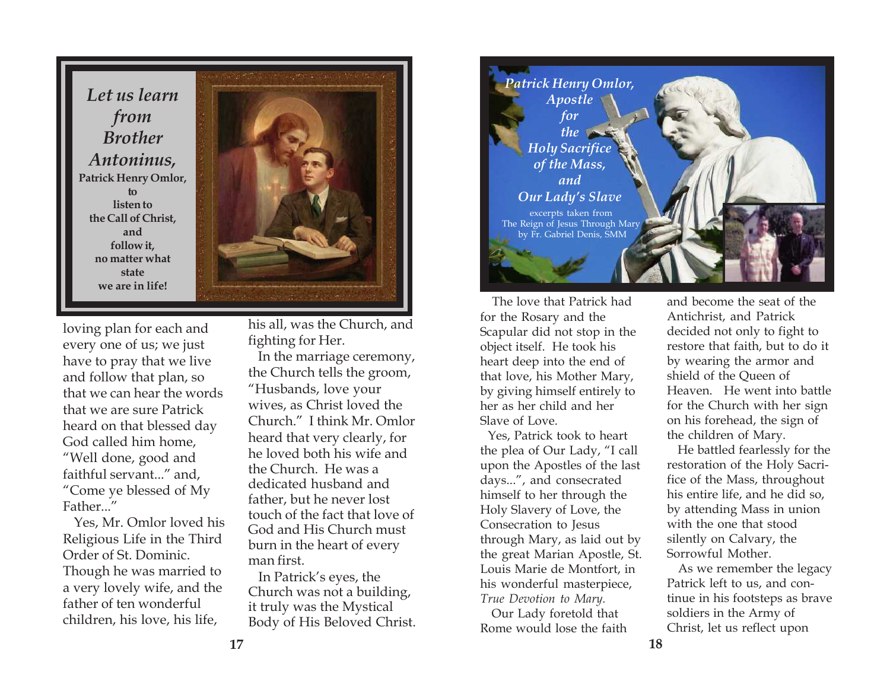*Let us learn from Brother Antoninus,*

**Patrick Henry Omlor, to listen to the Call of Christ, and follow it, no matter what state we are in life!**

loving plan for each and every one of us; we just have to pray that we live and follow that plan, so that we can hear the words that we are sure Patrick heard on that blessed day God called him home, "Well done, good and faithful servant..." and, "Come ye blessed of My Father..."

Yes, Mr. Omlor loved his Religious Life in the Third Order of St. Dominic. Though he was married to a very lovely wife, and the father of ten wonderful children, his love, his life, his all, was the Church, and fighting for Her.

In the marriage ceremony, the Church tells the groom, "Husbands, love your wives, as Christ loved the Church." I think Mr. Omlor heard that very clearly, for he loved both his wife and the Church. He was a dedicated husband and father, but he never lost touch of the fact that love of God and His Church must burn in the heart of every man first.

In Patrick's eyes, the Church was not a building, it truly was the Mystical Body of His Beloved Christ.

## *Patrick Henry Omlor, Apostle for the Holy Sacrifice of the Mass, and Our Lady's Slave*

excerpts taken from The Reign of Jesus Through Mary by Fr. Gabriel Denis, SMM

The love that Patrick had for the Rosary and the Scapular did not stop in the object itself. He took his heart deep into the end of that love, his Mother Mary, by giving himself entirely to her as her child and her Slave of Love.

Yes, Patrick took to heart the plea of Our Lady, "I call upon the Apostles of the last days...", and consecrated himself to her through the Holy Slavery of Love, the Consecration to Jesus through Mary, as laid out by the great Marian Apostle, St. Louis Marie de Montfort, in his wonderful masterpiece, *True Devotion to Mary.*

Our Lady foretold that Rome would lose the faith and become the seat of the Antichrist, and Patrick decided not only to fight to restore that faith, but to do it by wearing the armor and shield of the Queen of Heaven. He went into battle for the Church with her sign on his forehead, the sign of the children of Mary.

He battled fearlessly for the restoration of the Holy Sacrifice of the Mass, throughout his entire life, and he did so, by attending Mass in union with the one that stood silently on Calvary, the Sorrowful Mother.

As we remember the legacy Patrick left to us, and continue in his footsteps as brave soldiers in the Army of Christ, let us reflect upon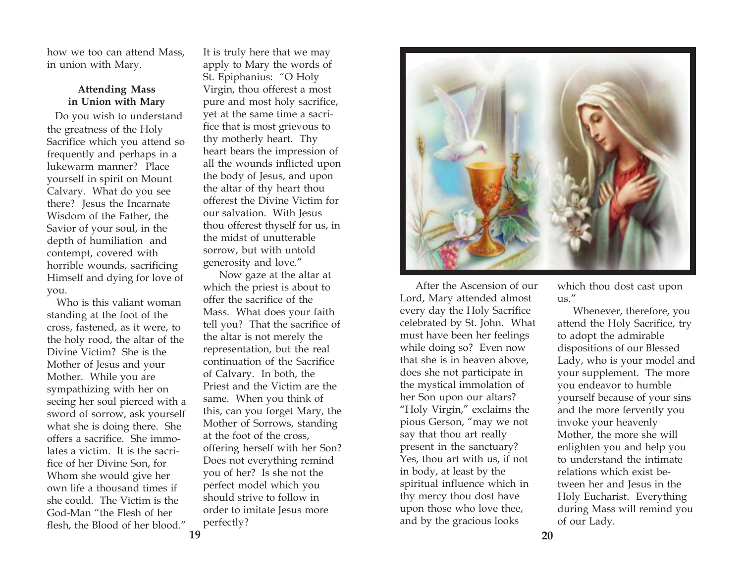how we too can attend Mass, in union with Mary.

### Attending Mass in Union with Mary

Do you wish to understand the greatness of the Holy Sacrifice which you attend so frequently and perhaps in a lukewarm manner? Place yourself in spirit on Mount Calvary. What do you see there? Jesus the Incarnate Wisdom of the Father, the Savior of your soul, in the depth of humiliation and contempt, covered with horrible wounds, sacrificing Himself and dying for love of you.

Who is this valiant woman standing at the foot of the cross, fastened, as it were, to the holy rood, the altar of the Divine Victim? She is the Mother of Jesus and your Mother. While you are sympathizing with her on seeing her soul pierced with a sword of sorrow, ask yourself what she is doing there. She offers a sacrifice. She immolates a victim. It is the sacrifice of her Divine Son, for Whom she would give her own life a thousand times if she could. The Victim is the God-Man "the Flesh of her flesh, the Blood of her blood." It is truly here that we may apply to Mary the words of St. Epiphanius: "O Holy Virgin, thou offerest a most pure and most holy sacrifice, yet at the same time a sacrifice that is most grievous to thy motherly heart. Thy heart bears the impression of all the wounds inflicted upon the body of Jesus, and upon the altar of thy heart thou offerest the Divine Victim for our salvation. With Jesus thou offerest thyself for us, in the midst of unutterable sorrow, but with untold generosity and love."

Now gaze at the altar at which the priest is about to offer the sacrifice of the Mass. What does your faith tell you? That the sacrifice of the altar is not merely the representation, but the real continuation of the Sacrifice of Calvary. In both, the Priest and the Victim are the same. When you think of this, can you forget Mary, the Mother of Sorrows, standing at the foot of the cross, offering herself with her Son? Does not everything remind you of her? Is she not the perfect model which you should strive to follow in order to imitate Jesus more perfectly?

After the Ascension of our Lord, Mary attended almost every day the Holy Sacrifice celebrated by St. John. What must have been her feelings while doing so? Even now that she is in heaven above, does she not participate in the mystical immolation of her Son upon our altars? "Holy Virgin," exclaims the pious Gerson, "may we not say that thou art really present in the sanctuary? Yes, thou art with us, if not in body, at least by the spiritual influence which in thy mercy thou dost have upon those who love thee, and by the gracious looks which thou dost cast upon us."

Whenever, therefore, you attend the Holy Sacrifice, try to adopt the admirable dispositions of our Blessed Lady, who is your model and your supplement. The more you endeavor to humble yourself because of your sins and the more fervently you invoke your heavenly Mother, the more she will enlighten you and help you to understand the intimate relations which exist between her and Jesus in the Holy Eucharist. Everything during Mass will remind you of our Lady.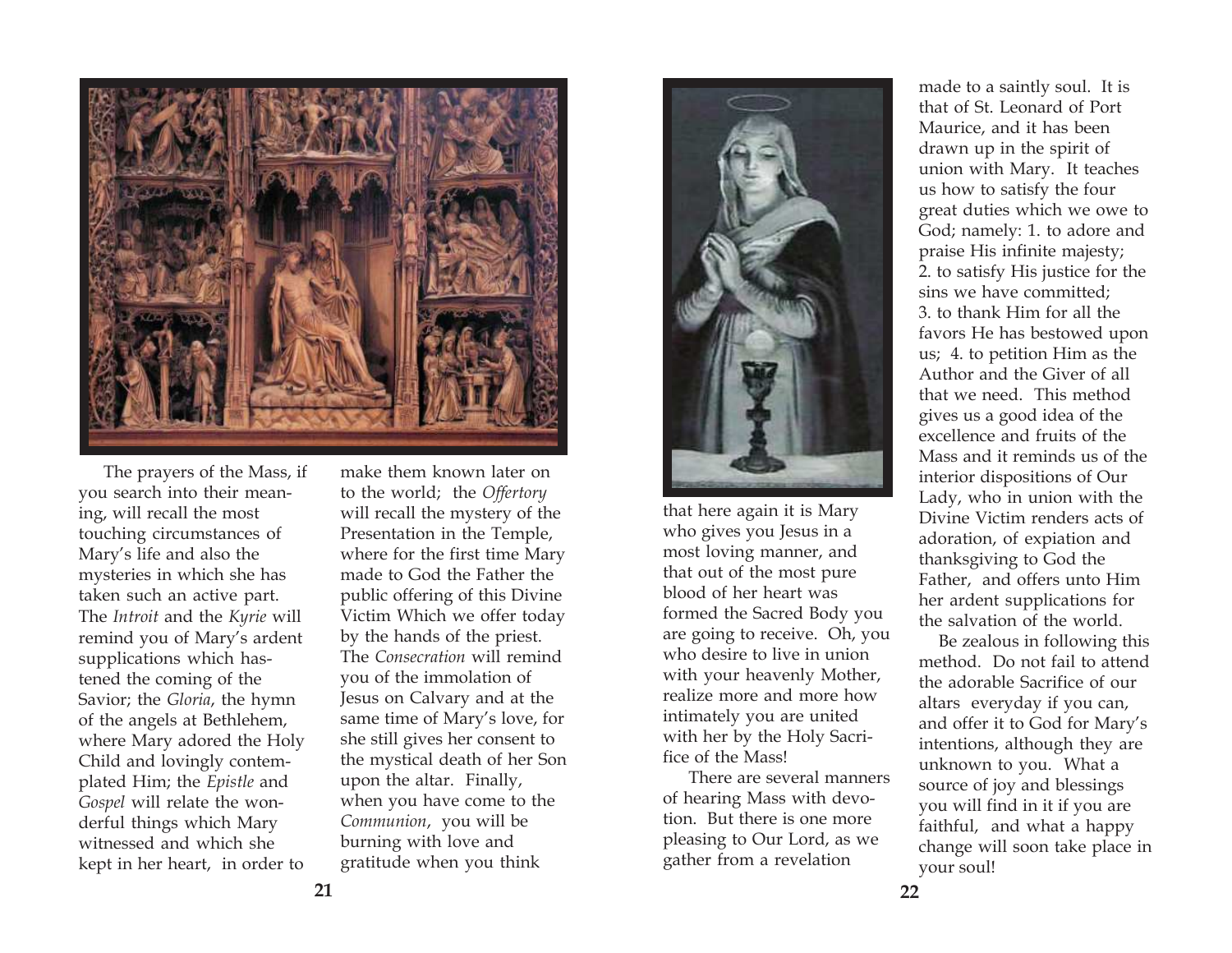The prayers of the Mass, if you search into their meaning, will recall the most touching circumstances of Mary's life and also the mysteries in which she has taken such an active part. The *Introit* and the *Kyrie* will remind you of Mary's ardent supplications which hastened the coming of the Savior; the *Gloria*, the hymn of the angels at Bethlehem, where Mary adored the Holy Child and lovingly contemplated Him; the *Epistle* and *Gospel* will relate the wonderful things which Mary witnessed and which she kept in her heart, in order to make them known later on to the world; the *Offertory* will recall the mystery of the Presentation in the Temple, where for the first time Mary made to God the Father the public offering of this Divine Victim Which we offer today by the hands of the priest. The *Consecration* will remind you of the immolation of Jesus on Calvary and at the same time of Mary's love, for she still gives her consent to the mystical death of her Son upon the altar. Finally, when you have come to the *Communion*, you will be burning with love and gratitude when you think that here again it is Mary who gives you Jesus in a most loving manner, and that out of the most pure blood of her heart was formed the Sacred Body you are going to receive. Oh, you who desire to live in union with your heavenly Mother, realize more and more how intimately you are united with her by the Holy Sacrifice of the Mass!

There are several manners of hearing Mass with devotion. But there is one more pleasing to Our Lord, as we gather from a revelation made to a saintly soul. It is that of St. Leonard of Port Maurice, and it has been drawn up in the spirit of union with Mary. It teaches us how to satisfy the four great duties which we owe to God; namely: 1. to adore and praise His infinite majesty; 2. to satisfy His justice for the sins we have committed; 3. to thank Him for all the favors He has bestowed upon us; 4. to petition Him as the Author and the Giver of all that we need. This method gives us a good idea of the excellence and fruits of the Mass and it reminds us of the interior dispositions of Our Lady, who in union with the Divine Victim renders acts of adoration, of expiation and thanksgiving to God the Father, and offers unto Him her ardent supplications for the salvation of the world.

Be zealous in following this method. Do not fail to attend the adorable Sacrifice of our altars everyday if you can, and offer it to God for Mary's intentions, although they are unknown to you. What a source of joy and blessings you will find in it if you are faithful, and what a happy change will soon take place in your soul!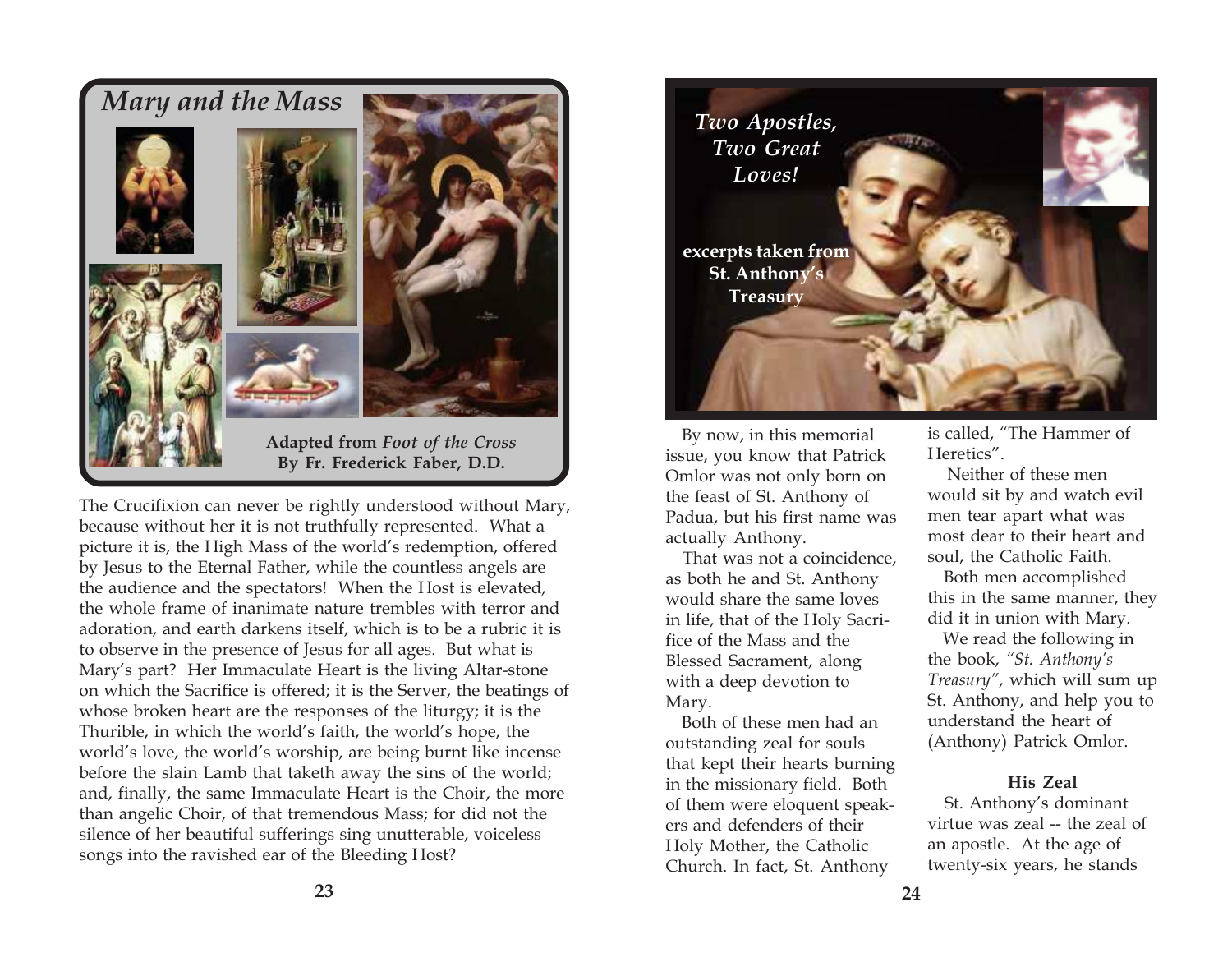## *Mary and the Mass*

**Adapted from *Foot of the Cross* By Fr. Frederick Faber, D.D.**

The Crucifixion can never be rightly understood without Mary, because without her it is not truthfully represented. What a picture it is, the High Mass of the world's redemption, offered by Jesus to the Eternal Father, while the countless angels are the audience and the spectators! When the Host is elevated, the whole frame of inanimate nature trembles with terror and adoration, and earth darkens itself, which is to be a rubric it is to observe in the presence of Jesus for all ages. But what is Mary's part? Her Immaculate Heart is the living Altar-stone on which the Sacrifice is offered; it is the Server, the beatings of whose broken heart are the responses of the liturgy; it is the Thurible, in which the world's faith, the world's hope, the world's love, the world's worship, are being burnt like incense before the slain Lamb that taketh away the sins of the world; and, finally, the same Immaculate Heart is the Choir, the more than angelic Choir, of that tremendous Mass; for did not the silence of her beautiful sufferings sing unutterable, voiceless songs into the ravished ear of the Bleeding Host?

## *Two Apostles, Two Great Loves!*

**excerpts taken from St. Anthony's Treasury**

By now, in this memorial issue, you know that Patrick Omlor was not only born on the feast of St. Anthony of Padua, but his first name was actually Anthony.

That was not a coincidence, as both he and St. Anthony would share the same loves in life, that of the Holy Sacrifice of the Mass and the Blessed Sacrament, along with a deep devotion to Mary.

Both of these men had an outstanding zeal for souls that kept their hearts burning in the missionary field. Both of them were eloquent speakers and defenders of their Holy Mother, the Catholic Church. In fact, St. Anthony is called, "The Hammer of Heretics".

Neither of these men would sit by and watch evil men tear apart what was most dear to their heart and soul, the Catholic Faith.

Both men accomplished this in the same manner, they did it in union with Mary.

We read the following in the book, *"St. Anthony's Treasury"*, which will sum up St. Anthony, and help you to understand the heart of (Anthony) Patrick Omlor.

**His Zeal**

St. Anthony's dominant virtue was zeal -- the zeal of an apostle. At the age of twenty-six years, he stands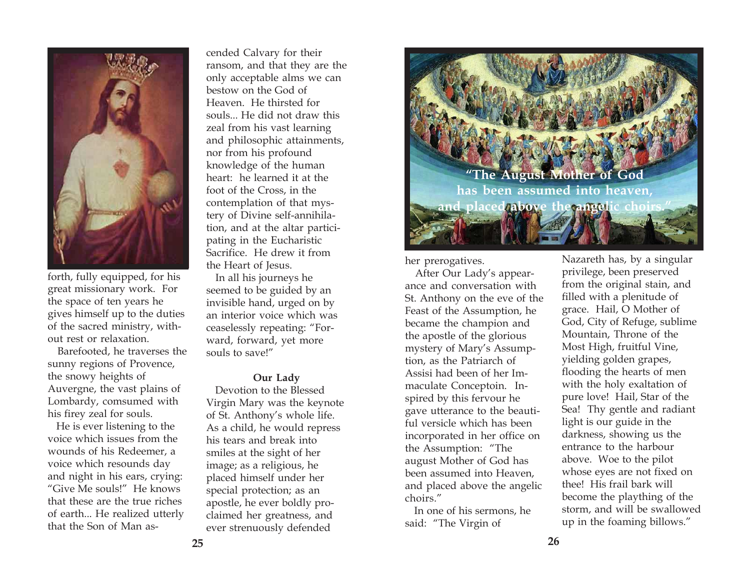forth, fully equipped, for his great missionary work. For the space of ten years he gives himself up to the duties of the sacred ministry, without rest or relaxation.

Barefooted, he traverses the sunny regions of Provence, the snowy heights of Auvergne, the vast plains of Lombardy, comsumed with his firey zeal for souls.

He is ever listening to the voice which issues from the wounds of his Redeemer, a voice which resounds day and night in his ears, crying: "Give Me souls!" He knows that these are the true riches of earth... He realized utterly that the Son of Man ascended Calvary for their ransom, and that they are the only acceptable alms we can bestow on the God of Heaven. He thirsted for souls... He did not draw this zeal from his vast learning and philosophic attainments, nor from his profound knowledge of the human heart: he learned it at the foot of the Cross, in the contemplation of that mystery of Divine self-annihilation, and at the altar participating in the Eucharistic Sacrifice. He drew it from the Heart of Jesus.

In all his journeys he seemed to be guided by an invisible hand, urged on by an interior voice which was ceaselessly repeating: "Forward, forward, yet more souls to save!"

**Our Lady**

Devotion to the Blessed Virgin Mary was the keynote of St. Anthony's whole life. As a child, he would repress his tears and break into smiles at the sight of her image; as a religious, he placed himself under her special protection; as an apostle, he ever boldly proclaimed her greatness, and ever strenuously defended

**"The August Mother of God has been assumed into heaven, and placed above the angelic choirs."**

her prerogatives.

After Our Lady's appearance and conversation with St. Anthony on the eve of the Feast of the Assumption, he became the champion and the apostle of the glorious mystery of Mary's Assumption, as the Patriarch of Assisi had been of her Immaculate Conceptoin. Inspired by this fervour he gave utterance to the beautiful versicle which has been incorporated in her office on the Assumption: "The august Mother of God has been assumed into Heaven, and placed above the angelic choirs."

In one of his sermons, he said: "The Virgin of Nazareth has, by a singular privilege, been preserved from the original stain, and filled with a plenitude of grace. Hail, O Mother of God, City of Refuge, sublime Mountain, Throne of the Most High, fruitful Vine, yielding golden grapes, flooding the hearts of men with the holy exaltation of pure love! Hail, Star of the Sea! Thy gentle and radiant light is our guide in the darkness, showing us the entrance to the harbour above. Woe to the pilot whose eyes are not fixed on thee! His frail bark will become the plaything of the storm, and will be swallowed up in the foaming billows."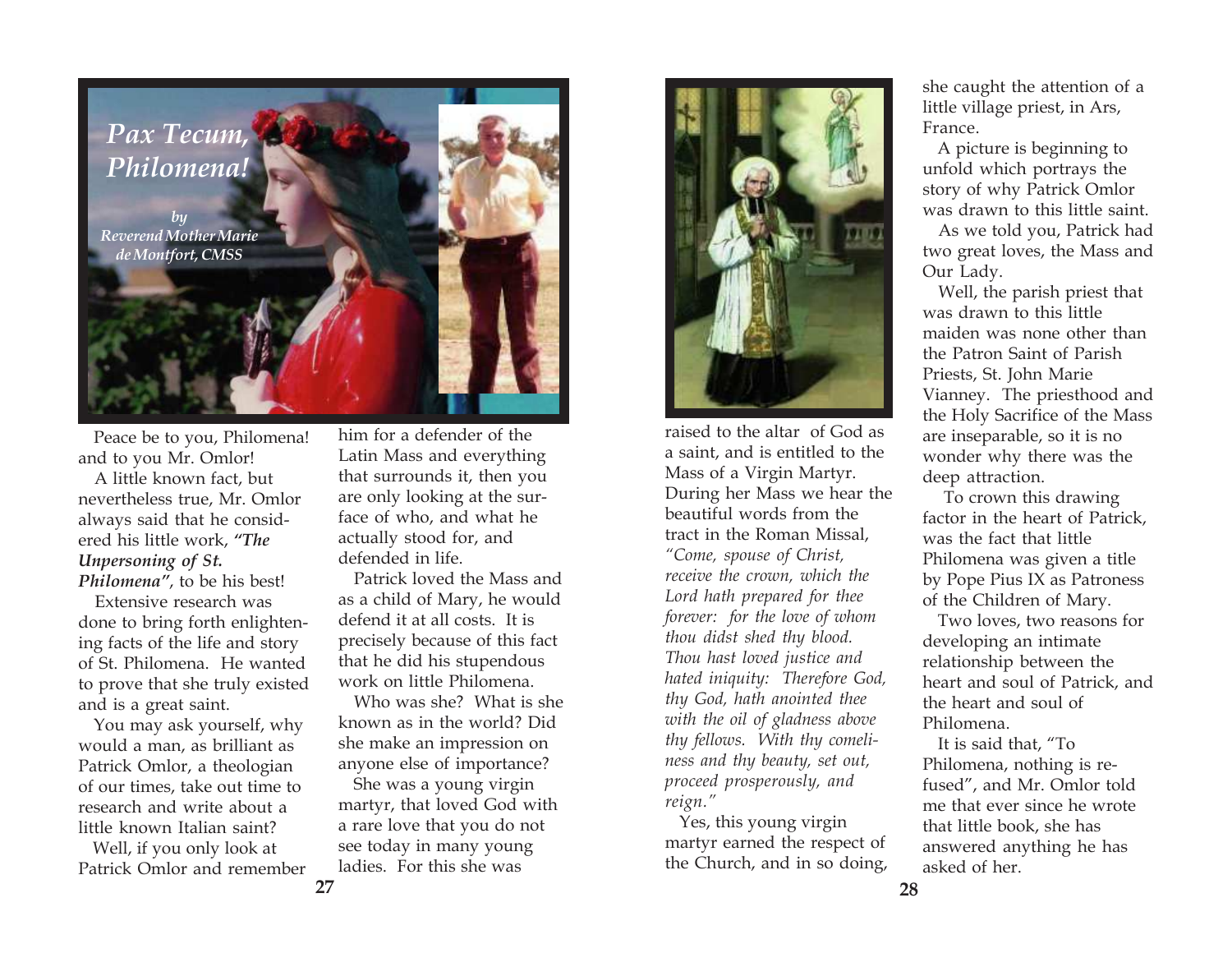# Pax Tecum, Philomena!

*by Reverend Mother Marie de Montfort, CMSS*

Peace be to you, Philomena! and to you Mr. Omlor!

A little known fact, but nevertheless true, Mr. Omlor always said that he considered his little work, ***"The Unpersoning of St. Philomena"***, to be his best!

Extensive research was done to bring forth enlightening facts of the life and story of St. Philomena. He wanted to prove that she truly existed and is a great saint.

You may ask yourself, why would a man, as brilliant as Patrick Omlor, a theologian of our times, take out time to research and write about a little known Italian saint?

Well, if you only look at Patrick Omlor and remember him for a defender of the Latin Mass and everything that surrounds it, then you are only looking at the surface of who, and what he actually stood for, and defended in life.

Patrick loved the Mass and as a child of Mary, he would defend it at all costs. It is precisely because of this fact that he did his stupendous work on little Philomena.

Who was she? What is she known as in the world? Did she make an impression on anyone else of importance?

She was a young virgin martyr, that loved God with a rare love that you do not see today in many young ladies. For this she was raised to the altar of God as a saint, and is entitled to the Mass of a Virgin Martyr. During her Mass we hear the beautiful words from the tract in the Roman Missal, *"Come, spouse of Christ, receive the crown, which the Lord hath prepared for thee forever: for the love of whom thou didst shed thy blood. Thou hast loved justice and hated iniquity: Therefore God, thy God, hath anointed thee with the oil of gladness above thy fellows. With thy comeliness and thy beauty, set out, proceed prosperously, and reign."*

Yes, this young virgin martyr earned the respect of the Church, and in so doing, she caught the attention of a little village priest, in Ars, France.

A picture is beginning to unfold which portrays the story of why Patrick Omlor was drawn to this little saint.

As we told you, Patrick had two great loves, the Mass and Our Lady.

Well, the parish priest that was drawn to this little maiden was none other than the Patron Saint of Parish Priests, St. John Marie Vianney. The priesthood and the Holy Sacrifice of the Mass are inseparable, so it is no wonder why there was the deep attraction.

To crown this drawing factor in the heart of Patrick, was the fact that little Philomena was given a title by Pope Pius IX as Patroness of the Children of Mary.

Two loves, two reasons for developing an intimate relationship between the heart and soul of Patrick, and the heart and soul of Philomena.

It is said that, "To Philomena, nothing is refused", and Mr. Omlor told me that ever since he wrote that little book, she has answered anything he has asked of her.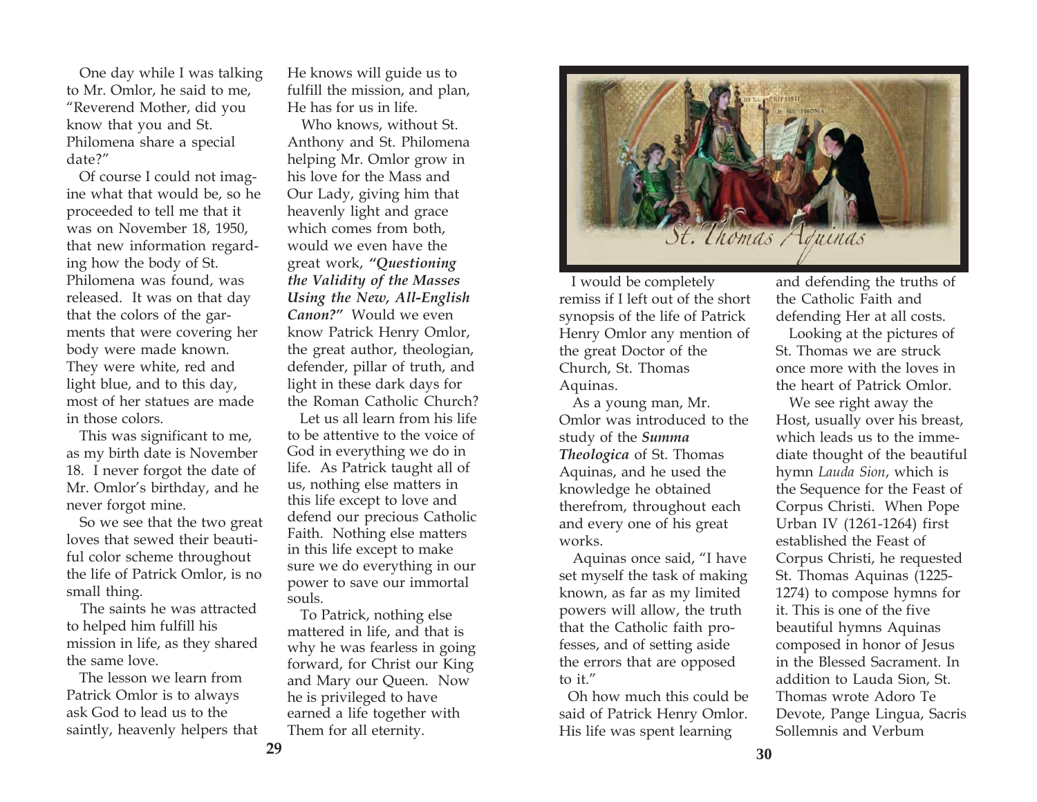One day while I was talking to Mr. Omlor, he said to me, "Reverend Mother, did you know that you and St. Philomena share a special date?"

Of course I could not imagine what that would be, so he proceeded to tell me that it was on November 18, 1950, that new information regarding how the body of St. Philomena was found, was released. It was on that day that the colors of the garments that were covering her body were made known. They were white, red and light blue, and to this day, most of her statues are made in those colors.

This was significant to me, as my birth date is November 18. I never forgot the date of Mr. Omlor's birthday, and he never forgot mine.

So we see that the two great loves that sewed their beautiful color scheme throughout the life of Patrick Omlor, is no small thing.

The saints he was attracted to helped him fulfill his mission in life, as they shared the same love.

The lesson we learn from Patrick Omlor is to always ask God to lead us to the saintly, heavenly helpers that He knows will guide us to fulfill the mission, and plan, He has for us in life.

Who knows, without St. Anthony and St. Philomena helping Mr. Omlor grow in his love for the Mass and Our Lady, giving him that heavenly light and grace which comes from both, would we even have the great work, ***"Questioning the Validity of the Masses Using the New, All-English Canon?"*** Would we even know Patrick Henry Omlor, the great author, theologian, defender, pillar of truth, and light in these dark days for the Roman Catholic Church?

Let us all learn from his life to be attentive to the voice of God in everything we do in life. As Patrick taught all of us, nothing else matters in this life except to love and defend our precious Catholic Faith. Nothing else matters in this life except to make sure we do everything in our power to save our immortal souls.

To Patrick, nothing else mattered in life, and that is why he was fearless in going forward, for Christ our King and Mary our Queen. Now he is privileged to have earned a life together with Them for all eternity.

St. Thomas Aquinas

I would be completely remiss if I left out of the short synopsis of the life of Patrick Henry Omlor any mention of the great Doctor of the Church, St. Thomas Aquinas.

As a young man, Mr. Omlor was introduced to the study of the ***Summa Theologica*** of St. Thomas Aquinas, and he used the knowledge he obtained therefrom, throughout each and every one of his great works.

Aquinas once said, "I have set myself the task of making known, as far as my limited powers will allow, the truth that the Catholic faith professes, and of setting aside the errors that are opposed to it."

Oh how much this could be said of Patrick Henry Omlor. His life was spent learning and defending the truths of the Catholic Faith and defending Her at all costs.

Looking at the pictures of St. Thomas we are struck once more with the loves in the heart of Patrick Omlor.

We see right away the Host, usually over his breast, which leads us to the immediate thought of the beautiful hymn *Lauda Sion*, which is the Sequence for the Feast of Corpus Christi. When Pope Urban IV (1261-1264) first established the Feast of Corpus Christi, he requested St. Thomas Aquinas (1225-1274) to compose hymns for it. This is one of the five beautiful hymns Aquinas composed in honor of Jesus in the Blessed Sacrament. In addition to Lauda Sion, St. Thomas wrote Adoro Te Devote, Pange Lingua, Sacris Sollemnis and Verbum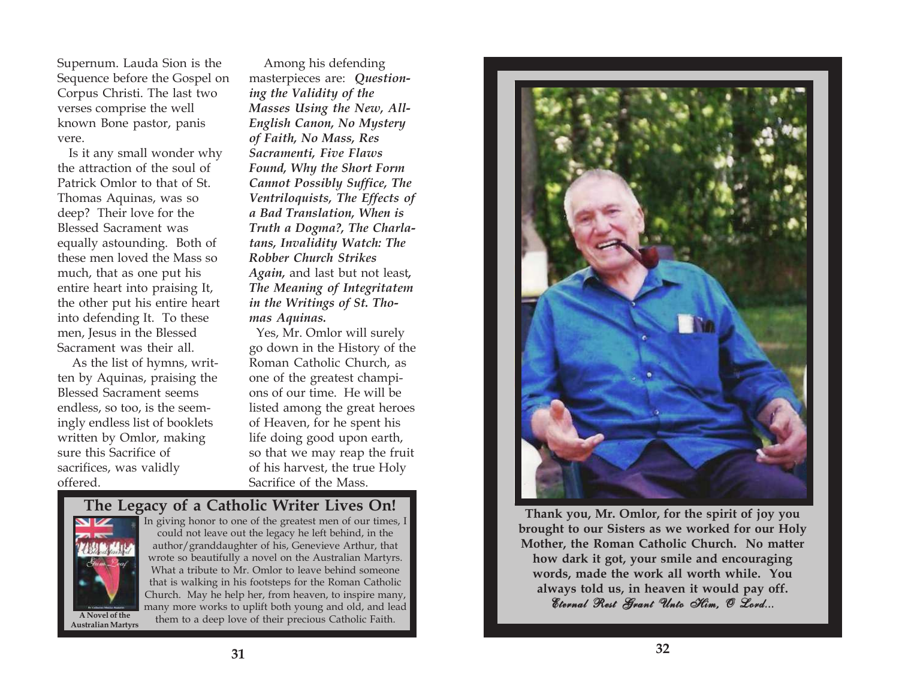Supernum. Lauda Sion is the Sequence before the Gospel on Corpus Christi. The last two verses comprise the well known Bone pastor, panis vere.

Is it any small wonder why the attraction of the soul of Patrick Omlor to that of St. Thomas Aquinas, was so deep? Their love for the Blessed Sacrament was equally astounding. Both of these men loved the Mass so much, that as one put his entire heart into praising It, the other put his entire heart into defending It. To these men, Jesus in the Blessed Sacrament was their all.

As the list of hymns, written by Aquinas, praising the Blessed Sacrament seems endless, so too, is the seemingly endless list of booklets written by Omlor, making sure this Sacrifice of sacrifices, was validly offered.

Among his defending masterpieces are: ***Questioning the Validity of the Masses Using the New, All-English Canon, No Mystery of Faith, No Mass, Res Sacramenti, Five Flaws Found, Why the Short Form Cannot Possibly Suffice, The Ventriloquists, The Effects of a Bad Translation, When is Truth a Dogma?, The Charlatans, Invalidity Watch: The Robber Church Strikes Again,*** and last but not least, ***The Meaning of Integritatem in the Writings of St. Thomas Aquinas.***

Yes, Mr. Omlor will surely go down in the History of the Roman Catholic Church, as one of the greatest champions of our time. He will be listed among the great heroes of Heaven, for he spent his life doing good upon earth, so that we may reap the fruit of his harvest, the true Holy Sacrifice of the Mass.

## The Legacy of a Catholic Writer Lives On!

A Novel of the Australian Martyrs

In giving honor to one of the greatest men of our times, I could not leave out the legacy he left behind, in the author/granddaughter of his, Genevieve Arthur, that wrote so beautifully a novel on the Australian Martyrs. What a tribute to Mr. Omlor to leave behind someone that is walking in his footsteps for the Roman Catholic Church. May he help her, from heaven, to inspire many, many more works to uplift both young and old, and lead them to a deep love of their precious Catholic Faith.

**Thank you, Mr. Omlor, for the spirit of joy you brought to our Sisters as we worked for our Holy Mother, the Roman Catholic Church. No matter how dark it got, your smile and encouraging words, made the work all worth while. You always told us, in heaven it would pay off.**

*Eternal Rest Grant Unto Him, O Lord...*